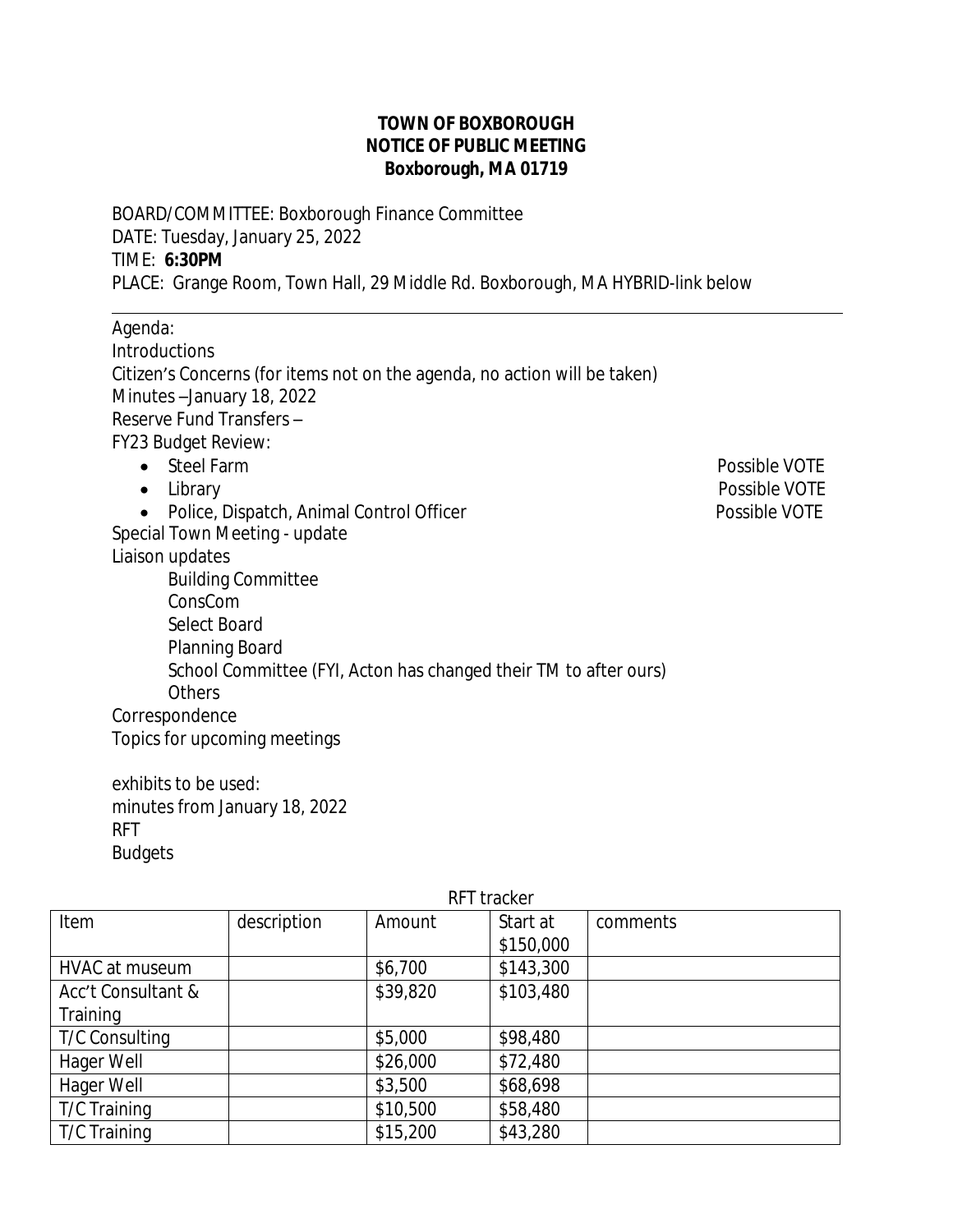**TOWN OF BOXBOROUGH**
**NOTICE OF PUBLIC MEETING**
**Boxborough, MA 01719**

BOARD/COMMITTEE: Boxborough Finance Committee
DATE: Tuesday, January 25, 2022
TIME: **6:30PM**
PLACE: Grange Room, Town Hall, 29 Middle Rd. Boxborough, MA HYBRID-link below

---

Agenda:
Introductions
Citizen's Concerns (for items not on the agenda, no action will be taken)
Minutes –January 18, 2022
Reserve Fund Transfers –
FY23 Budget Review:

- Steel Farm — Possible VOTE
- Library — Possible VOTE
- Police, Dispatch, Animal Control Officer — Possible VOTE

Special Town Meeting - update
Liaison updates
  Building Committee
  ConsCom
  Select Board
  Planning Board
  School Committee (FYI, Acton has changed their TM to after ours)
  Others
Correspondence
Topics for upcoming meetings

exhibits to be used:
minutes from January 18, 2022
RFT
Budgets

RFT tracker

| Item | description | Amount | Start at $150,000 | comments |
|---|---|---|---|---|
| HVAC at museum | | $6,700 | $143,300 | |
| Acc't Consultant & Training | | $39,820 | $103,480 | |
| T/C Consulting | | $5,000 | $98,480 | |
| Hager Well | | $26,000 | $72,480 | |
| Hager Well | | $3,500 | $68,698 | |
| T/C Training | | $10,500 | $58,480 | |
| T/C Training | | $15,200 | $43,280 | |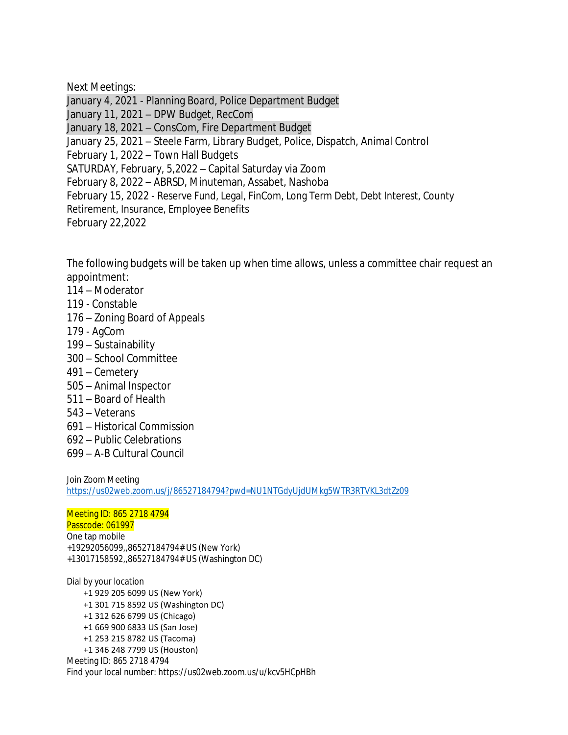Next Meetings:
January 4, 2021 - Planning Board, Police Department Budget
January 11, 2021 – DPW Budget, RecCom
January 18, 2021 – ConsCom, Fire Department Budget
January 25, 2021 – Steele Farm, Library Budget, Police, Dispatch, Animal Control
February 1, 2022 – Town Hall Budgets
SATURDAY, February, 5,2022 – Capital Saturday via Zoom
February 8, 2022 – ABRSD, Minuteman, Assabet, Nashoba
February 15, 2022 - Reserve Fund, Legal, FinCom, Long Term Debt, Debt Interest, County Retirement, Insurance, Employee Benefits
February 22,2022

The following budgets will be taken up when time allows, unless a committee chair request an appointment:
114 – Moderator
119 - Constable
176 – Zoning Board of Appeals
179 - AgCom
199 – Sustainability
300 – School Committee
491 – Cemetery
505 – Animal Inspector
511 – Board of Health
543 – Veterans
691 – Historical Commission
692 – Public Celebrations
699 – A-B Cultural Council

Join Zoom Meeting
https://us02web.zoom.us/j/86527184794?pwd=NU1NTGdyUjdUMkg5WTR3RTVKL3dtZz09

Meeting ID: 865 2718 4794
Passcode: 061997
One tap mobile
+19292056099,,86527184794# US (New York)
+13017158592,,86527184794# US (Washington DC)

Dial by your location
+1 929 205 6099 US (New York)
+1 301 715 8592 US (Washington DC)
+1 312 626 6799 US (Chicago)
+1 669 900 6833 US (San Jose)
+1 253 215 8782 US (Tacoma)
+1 346 248 7799 US (Houston)
Meeting ID: 865 2718 4794
Find your local number: https://us02web.zoom.us/u/kcv5HCpHBh